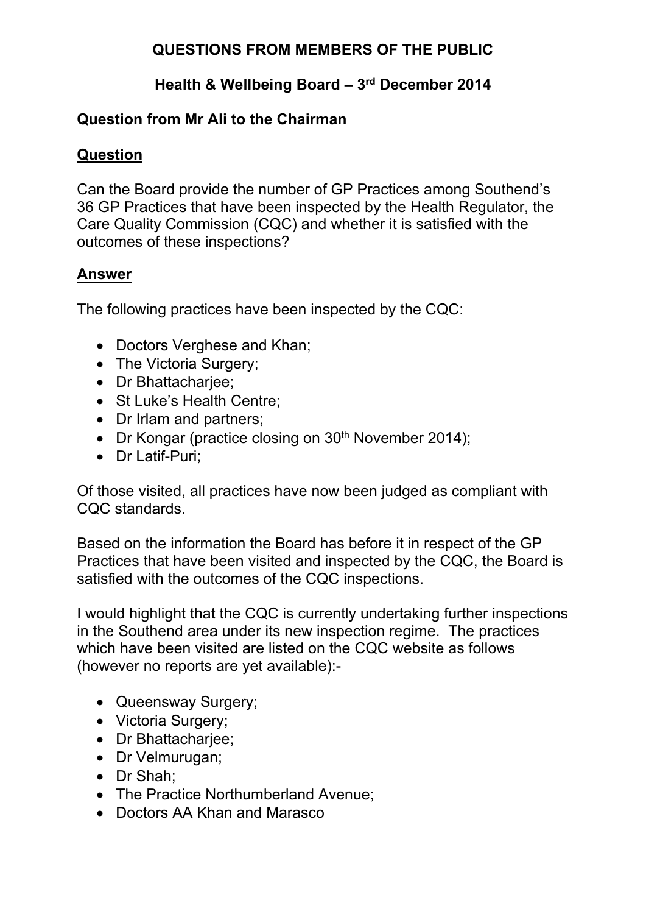# QUESTIONS FROM MEMBERS OF THE PUBLIC

## Health & Wellbeing Board – 3rd December 2014

### Question from Mr Ali to the Chairman

**Question**

Can the Board provide the number of GP Practices among Southend's 36 GP Practices that have been inspected by the Health Regulator, the Care Quality Commission (CQC) and whether it is satisfied with the outcomes of these inspections?

**Answer**

The following practices have been inspected by the CQC:

- Doctors Verghese and Khan;
- The Victoria Surgery;
- Dr Bhattacharjee;
- St Luke's Health Centre;
- Dr Irlam and partners;
- Dr Kongar (practice closing on 30th November 2014);
- Dr Latif-Puri;

Of those visited, all practices have now been judged as compliant with CQC standards.

Based on the information the Board has before it in respect of the GP Practices that have been visited and inspected by the CQC, the Board is satisfied with the outcomes of the CQC inspections.

I would highlight that the CQC is currently undertaking further inspections in the Southend area under its new inspection regime. The practices which have been visited are listed on the CQC website as follows (however no reports are yet available):-

- Queensway Surgery;
- Victoria Surgery;
- Dr Bhattacharjee;
- Dr Velmurugan;
- Dr Shah;
- The Practice Northumberland Avenue;
- Doctors AA Khan and Marasco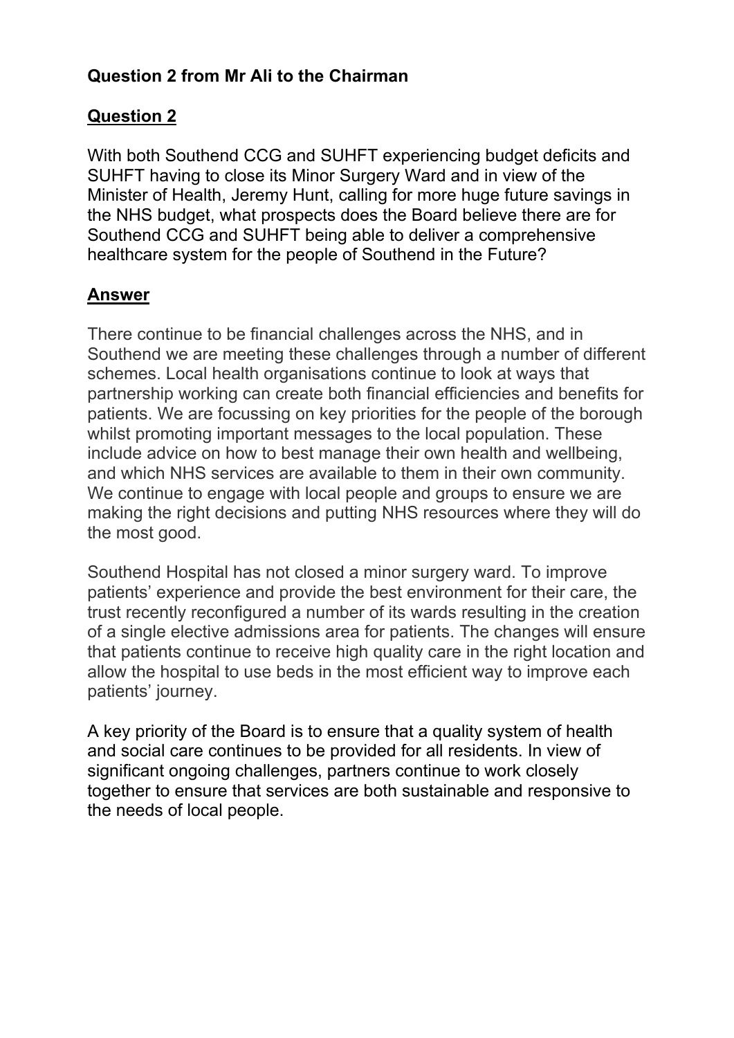**Question 2 from Mr Ali to the Chairman**

**Question 2**

With both Southend CCG and SUHFT experiencing budget deficits and SUHFT having to close its Minor Surgery Ward and in view of the Minister of Health, Jeremy Hunt, calling for more huge future savings in the NHS budget, what prospects does the Board believe there are for Southend CCG and SUHFT being able to deliver a comprehensive healthcare system for the people of Southend in the Future?

**Answer**

There continue to be financial challenges across the NHS, and in Southend we are meeting these challenges through a number of different schemes. Local health organisations continue to look at ways that partnership working can create both financial efficiencies and benefits for patients. We are focussing on key priorities for the people of the borough whilst promoting important messages to the local population. These include advice on how to best manage their own health and wellbeing, and which NHS services are available to them in their own community. We continue to engage with local people and groups to ensure we are making the right decisions and putting NHS resources where they will do the most good.

Southend Hospital has not closed a minor surgery ward. To improve patients' experience and provide the best environment for their care, the trust recently reconfigured a number of its wards resulting in the creation of a single elective admissions area for patients. The changes will ensure that patients continue to receive high quality care in the right location and allow the hospital to use beds in the most efficient way to improve each patients' journey.

A key priority of the Board is to ensure that a quality system of health and social care continues to be provided for all residents. In view of significant ongoing challenges, partners continue to work closely together to ensure that services are both sustainable and responsive to the needs of local people.